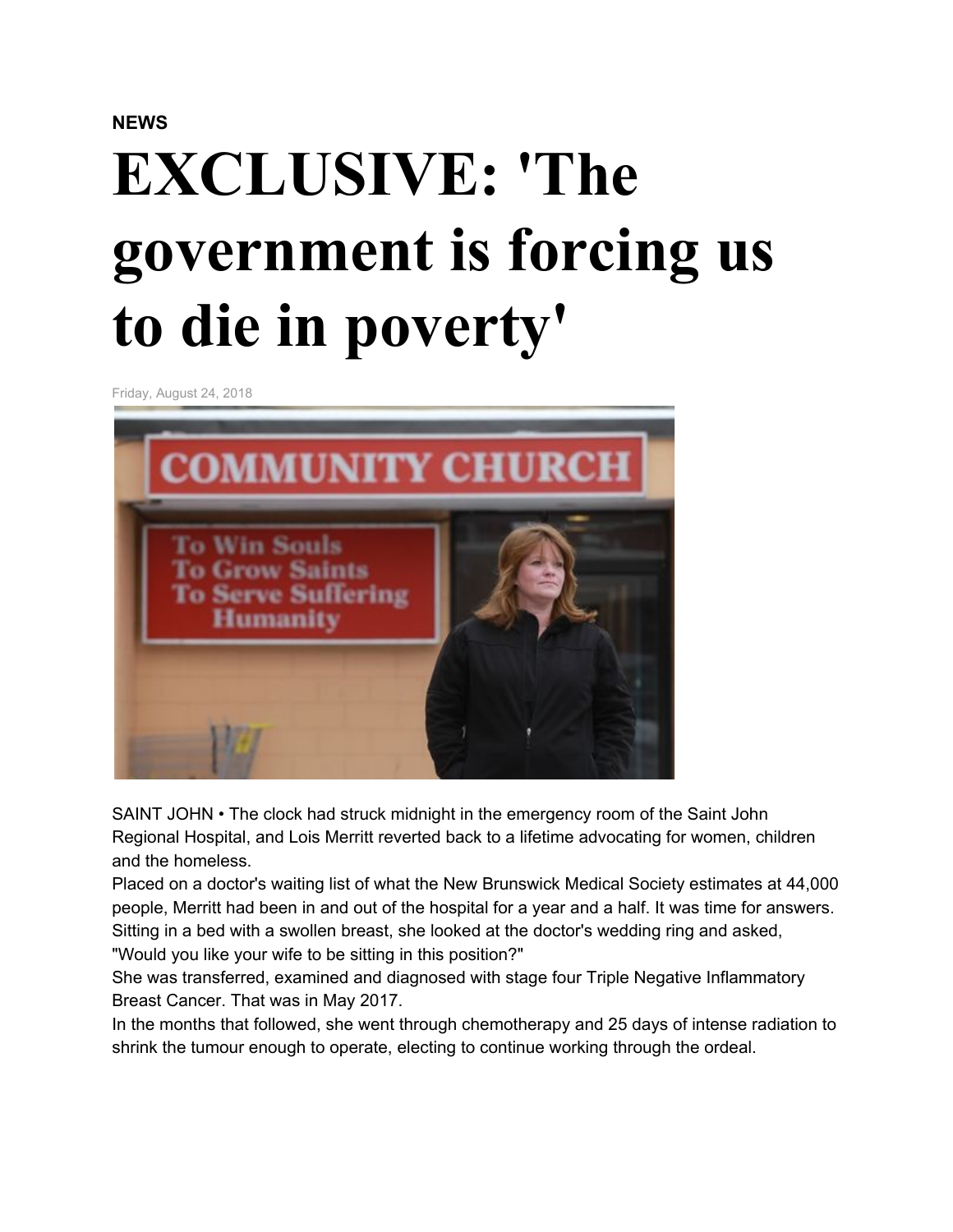**NEWS**

# EXCLUSIVE: 'The government is forcing us to die in poverty'

Friday, August 24, 2018

SAINT JOHN • The clock had struck midnight in the emergency room of the Saint John Regional Hospital, and Lois Merritt reverted back to a lifetime advocating for women, children and the homeless.

Placed on a doctor's waiting list of what the New Brunswick Medical Society estimates at 44,000 people, Merritt had been in and out of the hospital for a year and a half. It was time for answers.

Sitting in a bed with a swollen breast, she looked at the doctor's wedding ring and asked, "Would you like your wife to be sitting in this position?"

She was transferred, examined and diagnosed with stage four Triple Negative Inflammatory Breast Cancer. That was in May 2017.

In the months that followed, she went through chemotherapy and 25 days of intense radiation to shrink the tumour enough to operate, electing to continue working through the ordeal.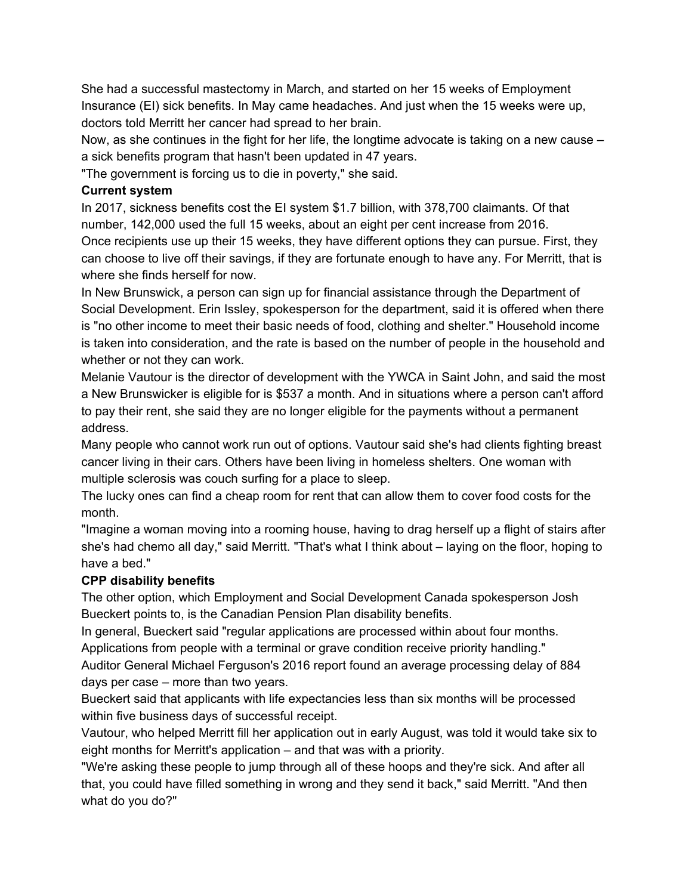She had a successful mastectomy in March, and started on her 15 weeks of Employment Insurance (EI) sick benefits. In May came headaches. And just when the 15 weeks were up, doctors told Merritt her cancer had spread to her brain.

Now, as she continues in the fight for her life, the longtime advocate is taking on a new cause – a sick benefits program that hasn't been updated in 47 years.

"The government is forcing us to die in poverty," she said.

**Current system**

In 2017, sickness benefits cost the EI system $1.7 billion, with 378,700 claimants. Of that number, 142,000 used the full 15 weeks, about an eight per cent increase from 2016.

Once recipients use up their 15 weeks, they have different options they can pursue. First, they can choose to live off their savings, if they are fortunate enough to have any. For Merritt, that is where she finds herself for now.

In New Brunswick, a person can sign up for financial assistance through the Department of Social Development. Erin Issley, spokesperson for the department, said it is offered when there is "no other income to meet their basic needs of food, clothing and shelter." Household income is taken into consideration, and the rate is based on the number of people in the household and whether or not they can work.

Melanie Vautour is the director of development with the YWCA in Saint John, and said the most a New Brunswicker is eligible for is $537 a month. And in situations where a person can't afford to pay their rent, she said they are no longer eligible for the payments without a permanent address.

Many people who cannot work run out of options. Vautour said she's had clients fighting breast cancer living in their cars. Others have been living in homeless shelters. One woman with multiple sclerosis was couch surfing for a place to sleep.

The lucky ones can find a cheap room for rent that can allow them to cover food costs for the month.

"Imagine a woman moving into a rooming house, having to drag herself up a flight of stairs after she's had chemo all day," said Merritt. "That's what I think about – laying on the floor, hoping to have a bed."

**CPP disability benefits**

The other option, which Employment and Social Development Canada spokesperson Josh Bueckert points to, is the Canadian Pension Plan disability benefits.

In general, Bueckert said "regular applications are processed within about four months. Applications from people with a terminal or grave condition receive priority handling."

Auditor General Michael Ferguson's 2016 report found an average processing delay of 884 days per case – more than two years.

Bueckert said that applicants with life expectancies less than six months will be processed within five business days of successful receipt.

Vautour, who helped Merritt fill her application out in early August, was told it would take six to eight months for Merritt's application – and that was with a priority.

"We're asking these people to jump through all of these hoops and they're sick. And after all that, you could have filled something in wrong and they send it back," said Merritt. "And then what do you do?"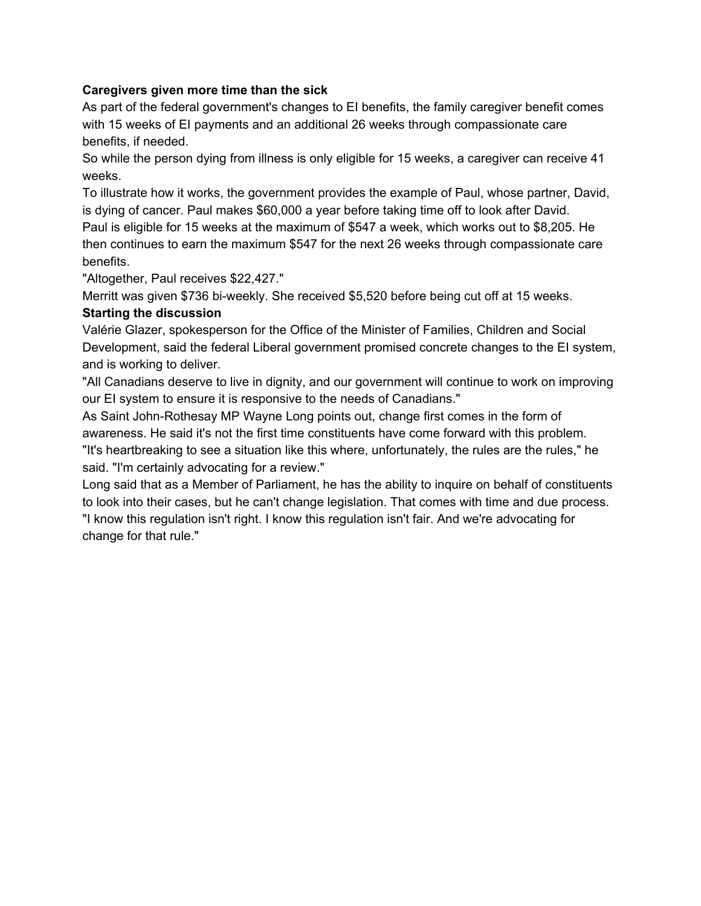**Caregivers given more time than the sick**

As part of the federal government's changes to EI benefits, the family caregiver benefit comes with 15 weeks of EI payments and an additional 26 weeks through compassionate care benefits, if needed.

So while the person dying from illness is only eligible for 15 weeks, a caregiver can receive 41 weeks.

To illustrate how it works, the government provides the example of Paul, whose partner, David, is dying of cancer. Paul makes $60,000 a year before taking time off to look after David.

Paul is eligible for 15 weeks at the maximum of $547 a week, which works out to $8,205. He then continues to earn the maximum $547 for the next 26 weeks through compassionate care benefits.

"Altogether, Paul receives $22,427."

Merritt was given $736 bi-weekly. She received $5,520 before being cut off at 15 weeks.

**Starting the discussion**

Valérie Glazer, spokesperson for the Office of the Minister of Families, Children and Social Development, said the federal Liberal government promised concrete changes to the EI system, and is working to deliver.

"All Canadians deserve to live in dignity, and our government will continue to work on improving our EI system to ensure it is responsive to the needs of Canadians."

As Saint John-Rothesay MP Wayne Long points out, change first comes in the form of awareness. He said it's not the first time constituents have come forward with this problem.

"It's heartbreaking to see a situation like this where, unfortunately, the rules are the rules," he said. "I'm certainly advocating for a review."

Long said that as a Member of Parliament, he has the ability to inquire on behalf of constituents to look into their cases, but he can't change legislation. That comes with time and due process.

"I know this regulation isn't right. I know this regulation isn't fair. And we're advocating for change for that rule."